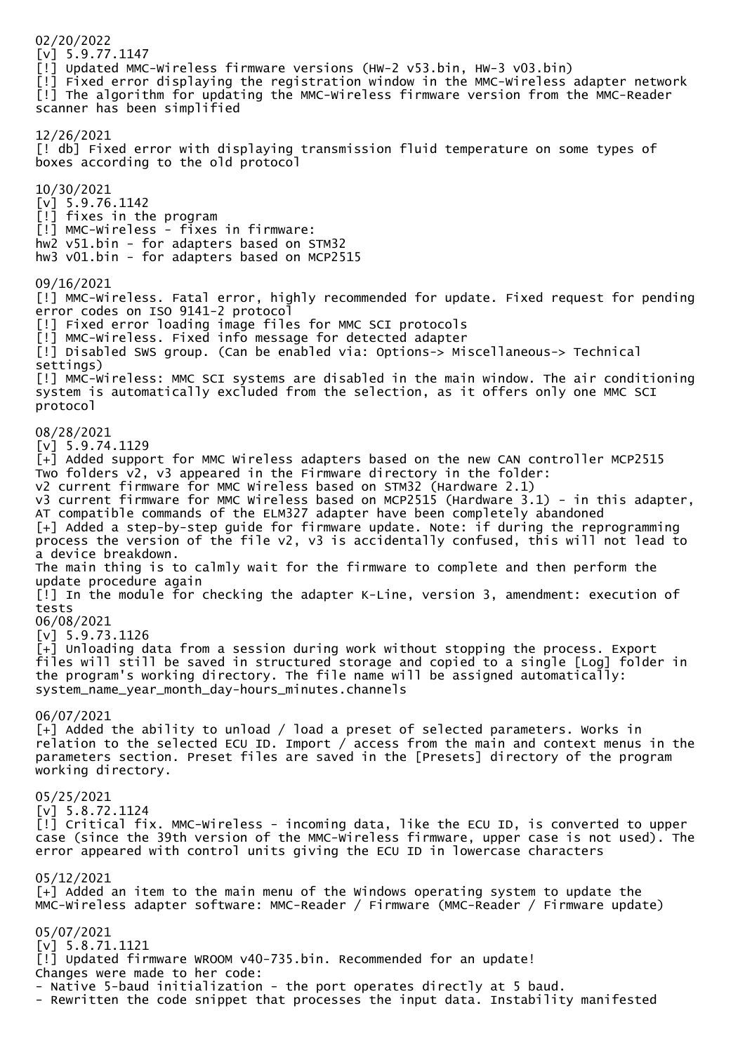02/20/2022
[v] 5.9.77.1147
[!] Updated MMC-Wireless firmware versions (HW-2 v53.bin, HW-3 v03.bin)
[!] Fixed error displaying the registration window in the MMC-Wireless adapter network
[!] The algorithm for updating the MMC-Wireless firmware version from the MMC-Reader scanner has been simplified

12/26/2021
[! db] Fixed error with displaying transmission fluid temperature on some types of boxes according to the old protocol

10/30/2021
[v] 5.9.76.1142
[!] fixes in the program
[!] MMC-Wireless - fixes in firmware:
hw2 v51.bin - for adapters based on STM32
hw3 v01.bin - for adapters based on MCP2515

09/16/2021
[!] MMC-Wireless. Fatal error, highly recommended for update. Fixed request for pending error codes on ISO 9141-2 protocol
[!] Fixed error loading image files for MMC SCI protocols
[!] MMC-Wireless. Fixed info message for detected adapter
[!] Disabled SWS group. (Can be enabled via: Options-> Miscellaneous-> Technical settings)
[!] MMC-Wireless: MMC SCI systems are disabled in the main window. The air conditioning system is automatically excluded from the selection, as it offers only one MMC SCI protocol

08/28/2021
[v] 5.9.74.1129
[+] Added support for MMC Wireless adapters based on the new CAN controller MCP2515
Two folders v2, v3 appeared in the Firmware directory in the folder:
v2 current firmware for MMC Wireless based on STM32 (Hardware 2.1)
v3 current firmware for MMC Wireless based on MCP2515 (Hardware 3.1) - in this adapter, AT compatible commands of the ELM327 adapter have been completely abandoned
[+] Added a step-by-step guide for firmware update. Note: if during the reprogramming process the version of the file v2, v3 is accidentally confused, this will not lead to a device breakdown.
The main thing is to calmly wait for the firmware to complete and then perform the update procedure again
[!] In the module for checking the adapter K-Line, version 3, amendment: execution of tests

06/08/2021
[v] 5.9.73.1126
[+] Unloading data from a session during work without stopping the process. Export files will still be saved in structured storage and copied to a single [Log] folder in the program's working directory. The file name will be assigned automatically:
system_name_year_month_day-hours_minutes.channels

06/07/2021
[+] Added the ability to unload / load a preset of selected parameters. Works in relation to the selected ECU ID. Import / access from the main and context menus in the parameters section. Preset files are saved in the [Presets] directory of the program working directory.

05/25/2021
[v] 5.8.72.1124
[!] Critical fix. MMC-Wireless - incoming data, like the ECU ID, is converted to upper case (since the 39th version of the MMC-Wireless firmware, upper case is not used). The error appeared with control units giving the ECU ID in lowercase characters

05/12/2021
[+] Added an item to the main menu of the Windows operating system to update the MMC-Wireless adapter software: MMC-Reader / Firmware (MMC-Reader / Firmware update)

05/07/2021
[v] 5.8.71.1121
[!] Updated firmware WROOM v40-735.bin. Recommended for an update!
Changes were made to her code:
- Native 5-baud initialization - the port operates directly at 5 baud.
- Rewritten the code snippet that processes the input data. Instability manifested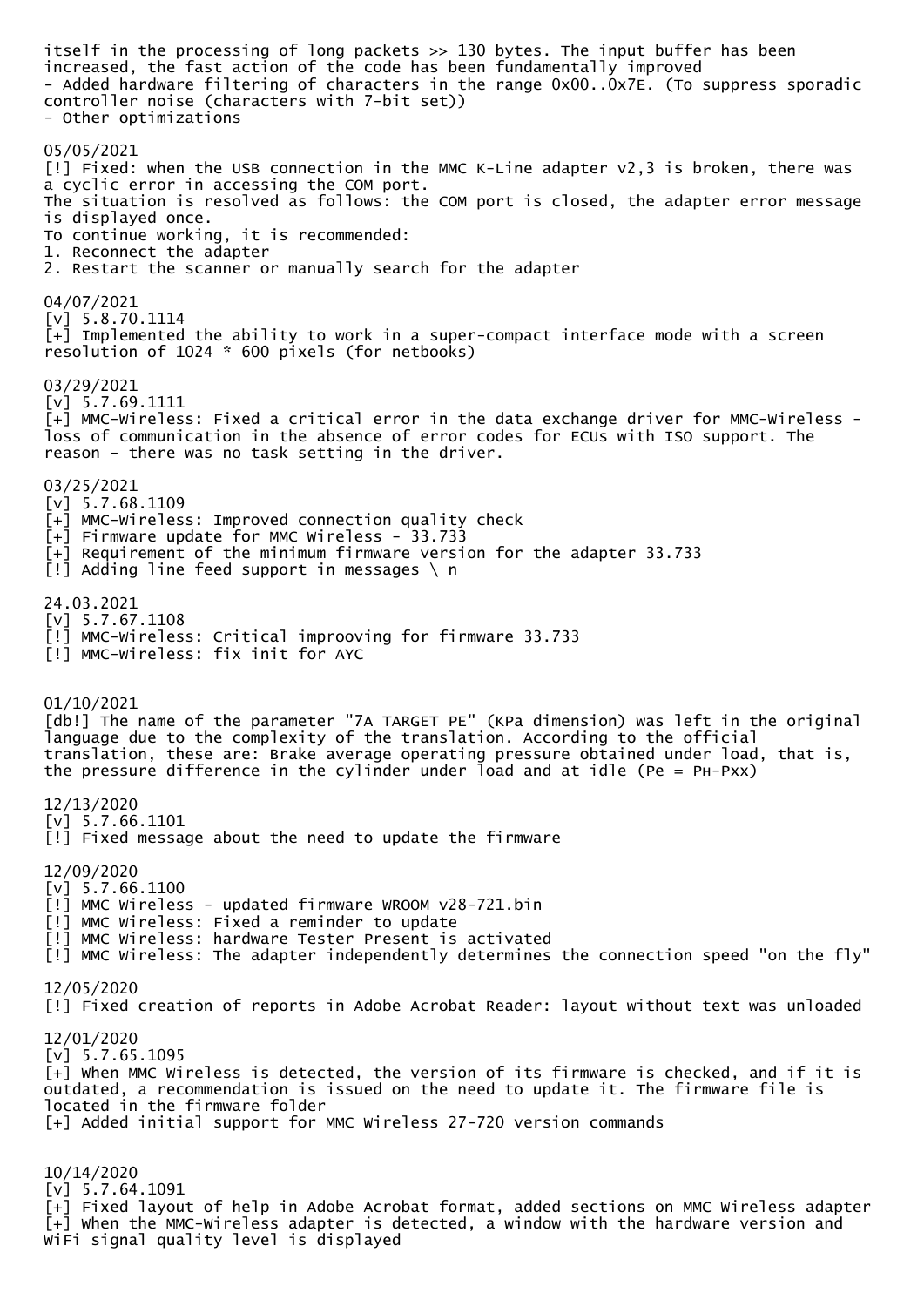itself in the processing of long packets >> 130 bytes. The input buffer has been increased, the fast action of the code has been fundamentally improved
- Added hardware filtering of characters in the range 0x00..0x7E. (To suppress sporadic controller noise (characters with 7-bit set))
- Other optimizations

05/05/2021
[!] Fixed: when the USB connection in the MMC K-Line adapter v2,3 is broken, there was a cyclic error in accessing the COM port.
The situation is resolved as follows: the COM port is closed, the adapter error message is displayed once.
To continue working, it is recommended:
1. Reconnect the adapter
2. Restart the scanner or manually search for the adapter

04/07/2021
[v] 5.8.70.1114
[+] Implemented the ability to work in a super-compact interface mode with a screen resolution of 1024 * 600 pixels (for netbooks)

03/29/2021
[v] 5.7.69.1111
[+] MMC-Wireless: Fixed a critical error in the data exchange driver for MMC-Wireless - loss of communication in the absence of error codes for ECUs with ISO support. The reason - there was no task setting in the driver.

03/25/2021
[v] 5.7.68.1109
[+] MMC-Wireless: Improved connection quality check
[+] Firmware update for MMC Wireless - 33.733
[+] Requirement of the minimum firmware version for the adapter 33.733
[!] Adding line feed support in messages \ n

24.03.2021
[v] 5.7.67.1108
[!] MMC-Wireless: Critical improoving for firmware 33.733
[!] MMC-Wireless: fix init for AYC

01/10/2021
[db!] The name of the parameter "7A TARGET PE" (KPa dimension) was left in the original language due to the complexity of the translation. According to the official translation, these are: Brake average operating pressure obtained under load, that is, the pressure difference in the cylinder under load and at idle (Pe = PH-Pxx)

12/13/2020
[v] 5.7.66.1101
[!] Fixed message about the need to update the firmware

12/09/2020
[v] 5.7.66.1100
[!] MMC Wireless - updated firmware WROOM v28-721.bin
[!] MMC Wireless: Fixed a reminder to update
[!] MMC Wireless: hardware Tester Present is activated
[!] MMC Wireless: The adapter independently determines the connection speed "on the fly"

12/05/2020
[!] Fixed creation of reports in Adobe Acrobat Reader: layout without text was unloaded

12/01/2020
[v] 5.7.65.1095
[+] When MMC Wireless is detected, the version of its firmware is checked, and if it is outdated, a recommendation is issued on the need to update it. The firmware file is located in the firmware folder
[+] Added initial support for MMC Wireless 27-720 version commands

10/14/2020
[v] 5.7.64.1091
[+] Fixed layout of help in Adobe Acrobat format, added sections on MMC Wireless adapter
[+] When the MMC-Wireless adapter is detected, a window with the hardware version and WiFi signal quality level is displayed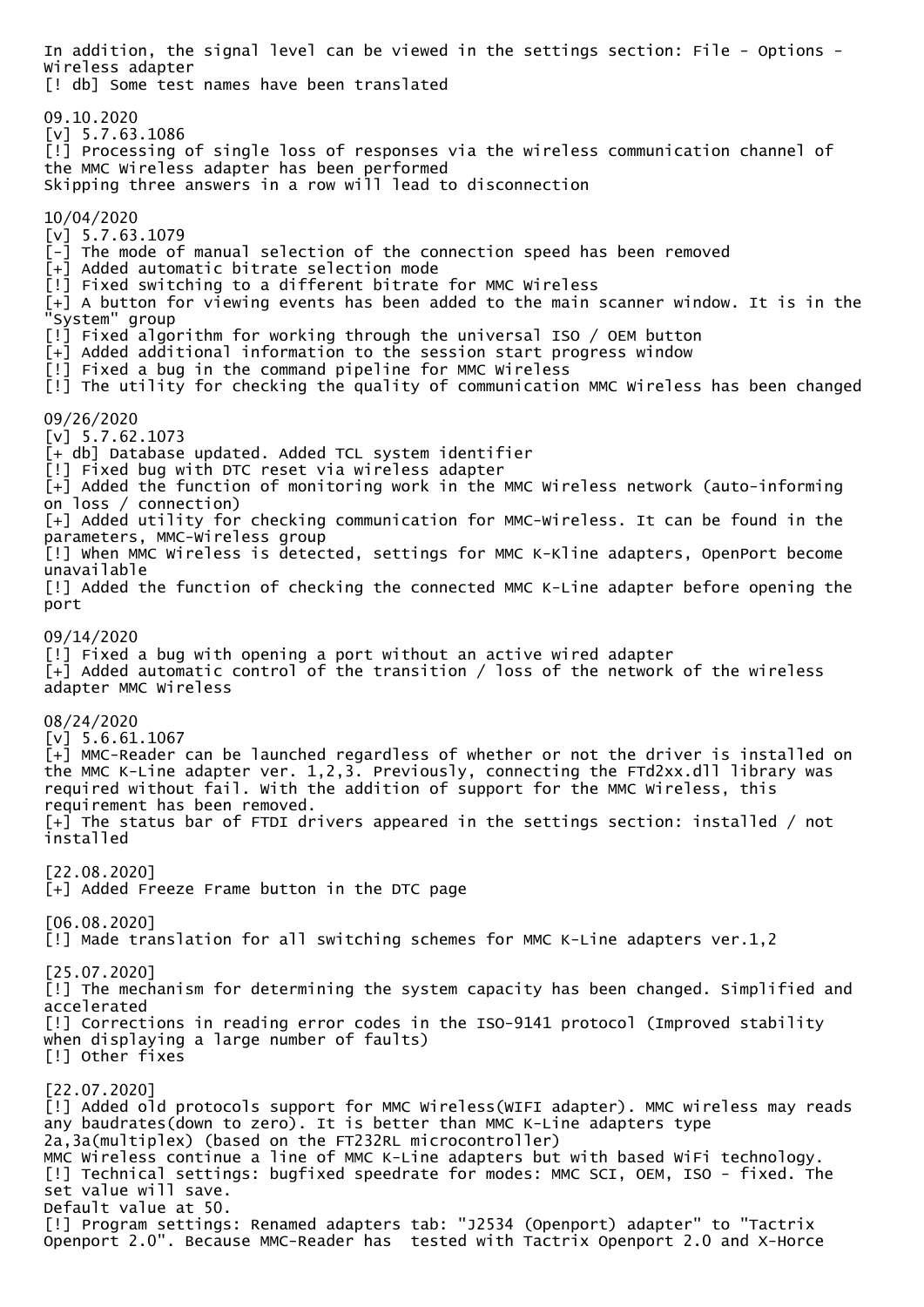In addition, the signal level can be viewed in the settings section: File - Options - Wireless adapter
[! db] Some test names have been translated

09.10.2020
[v] 5.7.63.1086
[!] Processing of single loss of responses via the wireless communication channel of the MMC Wireless adapter has been performed
Skipping three answers in a row will lead to disconnection

10/04/2020
[v] 5.7.63.1079
[-] The mode of manual selection of the connection speed has been removed
[+] Added automatic bitrate selection mode
[!] Fixed switching to a different bitrate for MMC Wireless
[+] A button for viewing events has been added to the main scanner window. It is in the "System" group
[!] Fixed algorithm for working through the universal ISO / OEM button
[+] Added additional information to the session start progress window
[!] Fixed a bug in the command pipeline for MMC Wireless
[!] The utility for checking the quality of communication MMC Wireless has been changed

09/26/2020
[v] 5.7.62.1073
[+ db] Database updated. Added TCL system identifier
[!] Fixed bug with DTC reset via wireless adapter
[+] Added the function of monitoring work in the MMC Wireless network (auto-informing on loss / connection)
[+] Added utility for checking communication for MMC-Wireless. It can be found in the parameters, MMC-Wireless group
[!] When MMC Wireless is detected, settings for MMC K-Kline adapters, OpenPort become unavailable
[!] Added the function of checking the connected MMC K-Line adapter before opening the port

09/14/2020
[!] Fixed a bug with opening a port without an active wired adapter
[+] Added automatic control of the transition / loss of the network of the wireless adapter MMC Wireless

08/24/2020
[v] 5.6.61.1067
[+] MMC-Reader can be launched regardless of whether or not the driver is installed on the MMC K-Line adapter ver. 1,2,3. Previously, connecting the FTd2xx.dll library was required without fail. With the addition of support for the MMC Wireless, this requirement has been removed.
[+] The status bar of FTDI drivers appeared in the settings section: installed / not installed

[22.08.2020]
[+] Added Freeze Frame button in the DTC page

[06.08.2020]
[!] Made translation for all switching schemes for MMC K-Line adapters ver.1,2

[25.07.2020]
[!] The mechanism for determining the system capacity has been changed. Simplified and accelerated
[!] Corrections in reading error codes in the ISO-9141 protocol (Improved stability when displaying a large number of faults)
[!] Other fixes

[22.07.2020]
[!] Added old protocols support for MMC Wireless(WIFI adapter). MMC wireless may reads any baudrates(down to zero). It is better than MMC K-Line adapters type 2a,3a(multiplex) (based on the FT232RL microcontroller)
MMC Wireless continue a line of MMC K-Line adapters but with based WiFi technology.
[!] Technical settings: bugfixed speedrate for modes: MMC SCI, OEM, ISO - fixed. The set value will save.
Default value at 50.
[!] Program settings: Renamed adapters tab: "J2534 (Openport) adapter" to "Tactrix Openport 2.0". Because MMC-Reader has  tested with Tactrix Openport 2.0 and X-Horce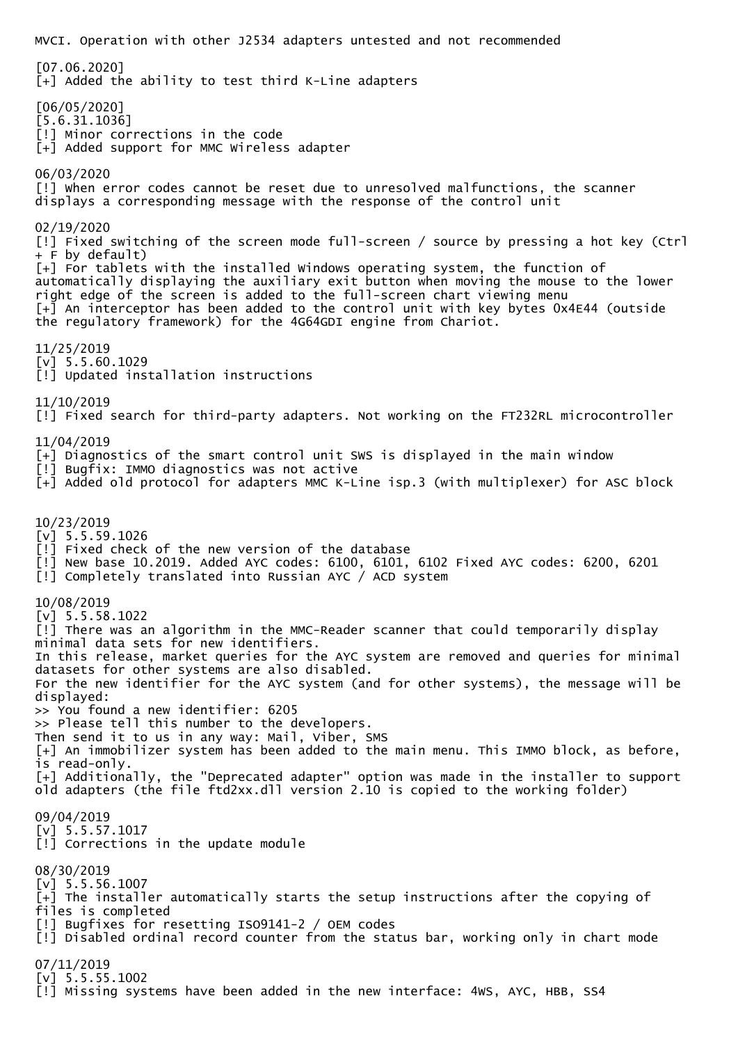MVCI. Operation with other J2534 adapters untested and not recommended

[07.06.2020]
[+] Added the ability to test third K-Line adapters

[06/05/2020]
[5.6.31.1036]
[!] Minor corrections in the code
[+] Added support for MMC Wireless adapter

06/03/2020
[!] When error codes cannot be reset due to unresolved malfunctions, the scanner displays a corresponding message with the response of the control unit

02/19/2020
[!] Fixed switching of the screen mode full-screen / source by pressing a hot key (Ctrl + F by default)
[+] For tablets with the installed Windows operating system, the function of automatically displaying the auxiliary exit button when moving the mouse to the lower right edge of the screen is added to the full-screen chart viewing menu
[+] An interceptor has been added to the control unit with key bytes 0x4E44 (outside the regulatory framework) for the 4G64GDI engine from Chariot.

11/25/2019
[v] 5.5.60.1029
[!] Updated installation instructions

11/10/2019
[!] Fixed search for third-party adapters. Not working on the FT232RL microcontroller

11/04/2019
[+] Diagnostics of the smart control unit SWS is displayed in the main window
[!] Bugfix: IMMO diagnostics was not active
[+] Added old protocol for adapters MMC K-Line isp.3 (with multiplexer) for ASC block

10/23/2019
[v] 5.5.59.1026
[!] Fixed check of the new version of the database
[!] New base 10.2019. Added AYC codes: 6100, 6101, 6102 Fixed AYC codes: 6200, 6201
[!] Completely translated into Russian AYC / ACD system

10/08/2019
[v] 5.5.58.1022
[!] There was an algorithm in the MMC-Reader scanner that could temporarily display minimal data sets for new identifiers.
In this release, market queries for the AYC system are removed and queries for minimal datasets for other systems are also disabled.
For the new identifier for the AYC system (and for other systems), the message will be displayed:
>> You found a new identifier: 6205
>> Please tell this number to the developers.
Then send it to us in any way: Mail, Viber, SMS
[+] An immobilizer system has been added to the main menu. This IMMO block, as before, is read-only.
[+] Additionally, the "Deprecated adapter" option was made in the installer to support old adapters (the file ftd2xx.dll version 2.10 is copied to the working folder)

09/04/2019
[v] 5.5.57.1017
[!] Corrections in the update module

08/30/2019
[v] 5.5.56.1007
[+] The installer automatically starts the setup instructions after the copying of files is completed
[!] Bugfixes for resetting ISO9141-2 / OEM codes
[!] Disabled ordinal record counter from the status bar, working only in chart mode

07/11/2019
[v] 5.5.55.1002
[!] Missing systems have been added in the new interface: 4WS, AYC, HBB, SS4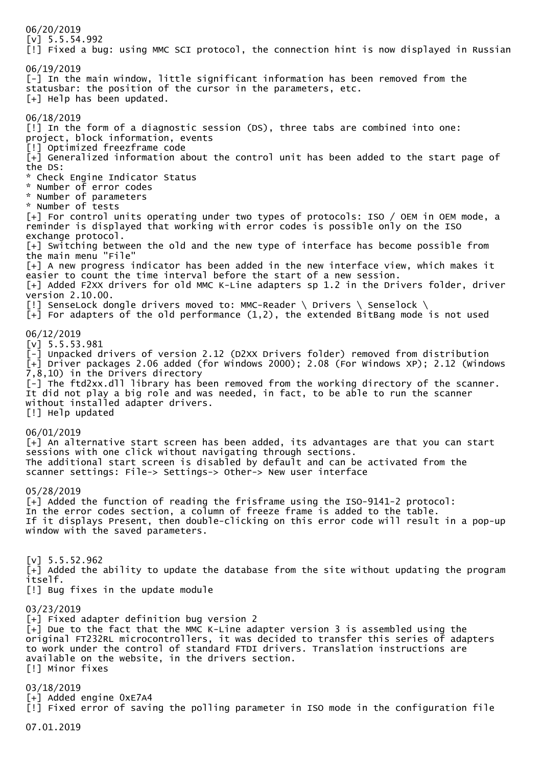06/20/2019
[v] 5.5.54.992
[!] Fixed a bug: using MMC SCI protocol, the connection hint is now displayed in Russian

06/19/2019
[-] In the main window, little significant information has been removed from the statusbar: the position of the cursor in the parameters, etc.
[+] Help has been updated.

06/18/2019
[!] In the form of a diagnostic session (DS), three tabs are combined into one: project, block information, events
[!] Optimized freezframe code
[+] Generalized information about the control unit has been added to the start page of the DS:
* Check Engine Indicator Status
* Number of error codes
* Number of parameters
* Number of tests
[+] For control units operating under two types of protocols: ISO / OEM in OEM mode, a reminder is displayed that working with error codes is possible only on the ISO exchange protocol.
[+] Switching between the old and the new type of interface has become possible from the main menu "File"
[+] A new progress indicator has been added in the new interface view, which makes it easier to count the time interval before the start of a new session.
[+] Added F2XX drivers for old MMC K-Line adapters sp 1.2 in the Drivers folder, driver version 2.10.00.
[!] SenseLock dongle drivers moved to: MMC-Reader \ Drivers \ Senselock \
[+] For adapters of the old performance (1,2), the extended BitBang mode is not used

06/12/2019
[v] 5.5.53.981
[-] Unpacked drivers of version 2.12 (D2XX Drivers folder) removed from distribution
[+] Driver packages 2.06 added (for Windows 2000); 2.08 (For Windows XP); 2.12 (Windows 7,8,10) in the Drivers directory
[-] The ftd2xx.dll library has been removed from the working directory of the scanner. It did not play a big role and was needed, in fact, to be able to run the scanner without installed adapter drivers.
[!] Help updated

06/01/2019
[+] An alternative start screen has been added, its advantages are that you can start sessions with one click without navigating through sections.
The additional start screen is disabled by default and can be activated from the scanner settings: File-> Settings-> Other-> New user interface

05/28/2019
[+] Added the function of reading the frisframe using the ISO-9141-2 protocol:
In the error codes section, a column of freeze frame is added to the table.
If it displays Present, then double-clicking on this error code will result in a pop-up window with the saved parameters.

[v] 5.5.52.962
[+] Added the ability to update the database from the site without updating the program itself.
[!] Bug fixes in the update module

03/23/2019
[+] Fixed adapter definition bug version 2
[+] Due to the fact that the MMC K-Line adapter version 3 is assembled using the original FT232RL microcontrollers, it was decided to transfer this series of adapters to work under the control of standard FTDI drivers. Translation instructions are available on the website, in the drivers section.
[!] Minor fixes

03/18/2019
[+] Added engine 0xE7A4
[!] Fixed error of saving the polling parameter in ISO mode in the configuration file

07.01.2019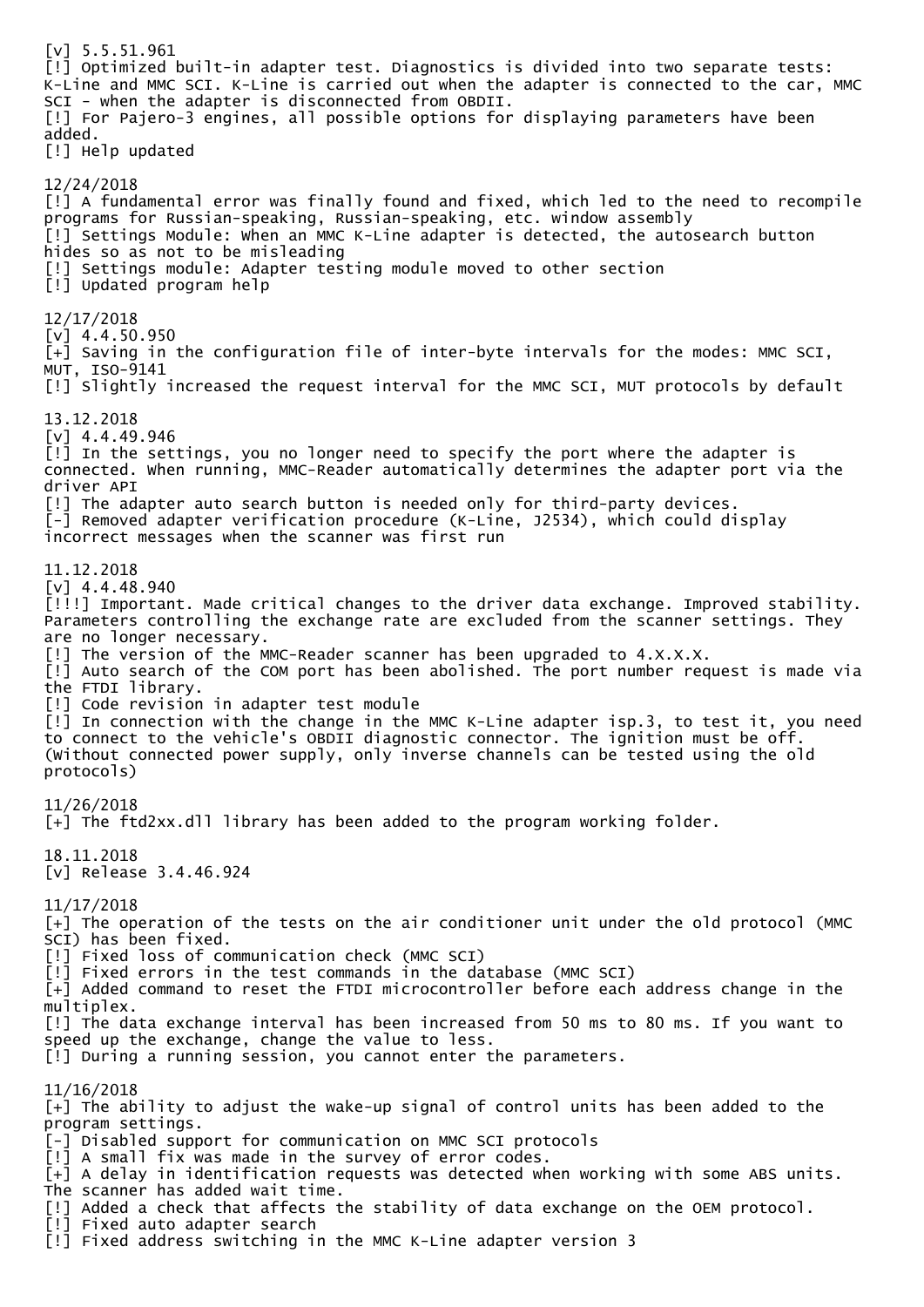[v] 5.5.51.961
[!] Optimized built-in adapter test. Diagnostics is divided into two separate tests: K-Line and MMC SCI. K-Line is carried out when the adapter is connected to the car, MMC SCI - when the adapter is disconnected from OBDII.
[!] For Pajero-3 engines, all possible options for displaying parameters have been added.
[!] Help updated

12/24/2018
[!] A fundamental error was finally found and fixed, which led to the need to recompile programs for Russian-speaking, Russian-speaking, etc. window assembly
[!] Settings Module: When an MMC K-Line adapter is detected, the autosearch button hides so as not to be misleading
[!] Settings module: Adapter testing module moved to other section
[!] Updated program help

12/17/2018
[v] 4.4.50.950
[+] Saving in the configuration file of inter-byte intervals for the modes: MMC SCI, MUT, ISO-9141
[!] Slightly increased the request interval for the MMC SCI, MUT protocols by default

13.12.2018
[v] 4.4.49.946
[!] In the settings, you no longer need to specify the port where the adapter is connected. When running, MMC-Reader automatically determines the adapter port via the driver API
[!] The adapter auto search button is needed only for third-party devices.
[-] Removed adapter verification procedure (K-Line, J2534), which could display incorrect messages when the scanner was first run

11.12.2018
[v] 4.4.48.940
[!!!] Important. Made critical changes to the driver data exchange. Improved stability. Parameters controlling the exchange rate are excluded from the scanner settings. They are no longer necessary.
[!] The version of the MMC-Reader scanner has been upgraded to 4.X.X.X.
[!] Auto search of the COM port has been abolished. The port number request is made via the FTDI library.
[!] Code revision in adapter test module
[!] In connection with the change in the MMC K-Line adapter isp.3, to test it, you need to connect to the vehicle's OBDII diagnostic connector. The ignition must be off. (Without connected power supply, only inverse channels can be tested using the old protocols)

11/26/2018
[+] The ftd2xx.dll library has been added to the program working folder.

18.11.2018
[v] Release 3.4.46.924

11/17/2018
[+] The operation of the tests on the air conditioner unit under the old protocol (MMC SCI) has been fixed.
[!] Fixed loss of communication check (MMC SCI)
[!] Fixed errors in the test commands in the database (MMC SCI)
[+] Added command to reset the FTDI microcontroller before each address change in the multiplex.
[!] The data exchange interval has been increased from 50 ms to 80 ms. If you want to speed up the exchange, change the value to less.
[!] During a running session, you cannot enter the parameters.

11/16/2018
[+] The ability to adjust the wake-up signal of control units has been added to the program settings.
[-] Disabled support for communication on MMC SCI protocols
[!] A small fix was made in the survey of error codes.
[+] A delay in identification requests was detected when working with some ABS units. The scanner has added wait time.
[!] Added a check that affects the stability of data exchange on the OEM protocol.
[!] Fixed auto adapter search
[!] Fixed address switching in the MMC K-Line adapter version 3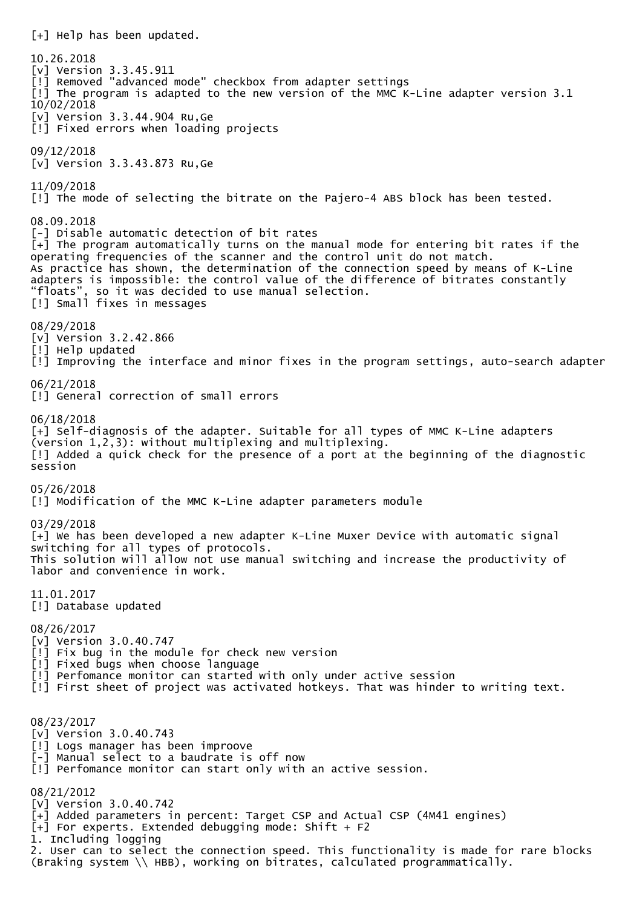[+] Help has been updated.

10.26.2018
[v] Version 3.3.45.911
[!] Removed "advanced mode" checkbox from adapter settings
[!] The program is adapted to the new version of the MMC K-Line adapter version 3.1
10/02/2018
[v] Version 3.3.44.904 Ru,Ge
[!] Fixed errors when loading projects

09/12/2018
[v] Version 3.3.43.873 Ru,Ge

11/09/2018
[!] The mode of selecting the bitrate on the Pajero-4 ABS block has been tested.

08.09.2018
[-] Disable automatic detection of bit rates
[+] The program automatically turns on the manual mode for entering bit rates if the operating frequencies of the scanner and the control unit do not match.
As practice has shown, the determination of the connection speed by means of K-Line adapters is impossible: the control value of the difference of bitrates constantly “floats”, so it was decided to use manual selection.
[!] Small fixes in messages

08/29/2018
[v] Version 3.2.42.866
[!] Help updated
[!] Improving the interface and minor fixes in the program settings, auto-search adapter

06/21/2018
[!] General correction of small errors

06/18/2018
[+] Self-diagnosis of the adapter. Suitable for all types of MMC K-Line adapters (version 1,2,3): without multiplexing and multiplexing.
[!] Added a quick check for the presence of a port at the beginning of the diagnostic session

05/26/2018
[!] Modification of the MMC K-Line adapter parameters module

03/29/2018
[+] We has been developed a new adapter K-Line Muxer Device with automatic signal switching for all types of protocols.
This solution will allow not use manual switching and increase the productivity of labor and convenience in work.

11.01.2017
[!] Database updated

08/26/2017
[v] Version 3.0.40.747
[!] Fix bug in the module for check new version
[!] Fixed bugs when choose language
[!] Perfomance monitor can started with only under active session
[!] First sheet of project was activated hotkeys. That was hinder to writing text.

08/23/2017
[v] Version 3.0.40.743
[!] Logs manager has been improove
[-] Manual select to a baudrate is off now
[!] Perfomance monitor can start only with an active session.

08/21/2012
[V] Version 3.0.40.742
[+] Added parameters in percent: Target CSP and Actual CSP (4M41 engines)
[+] For experts. Extended debugging mode: Shift + F2
1. Including logging
2. User can to select the connection speed. This functionality is made for rare blocks (Braking system \\ HBB), working on bitrates, calculated programmatically.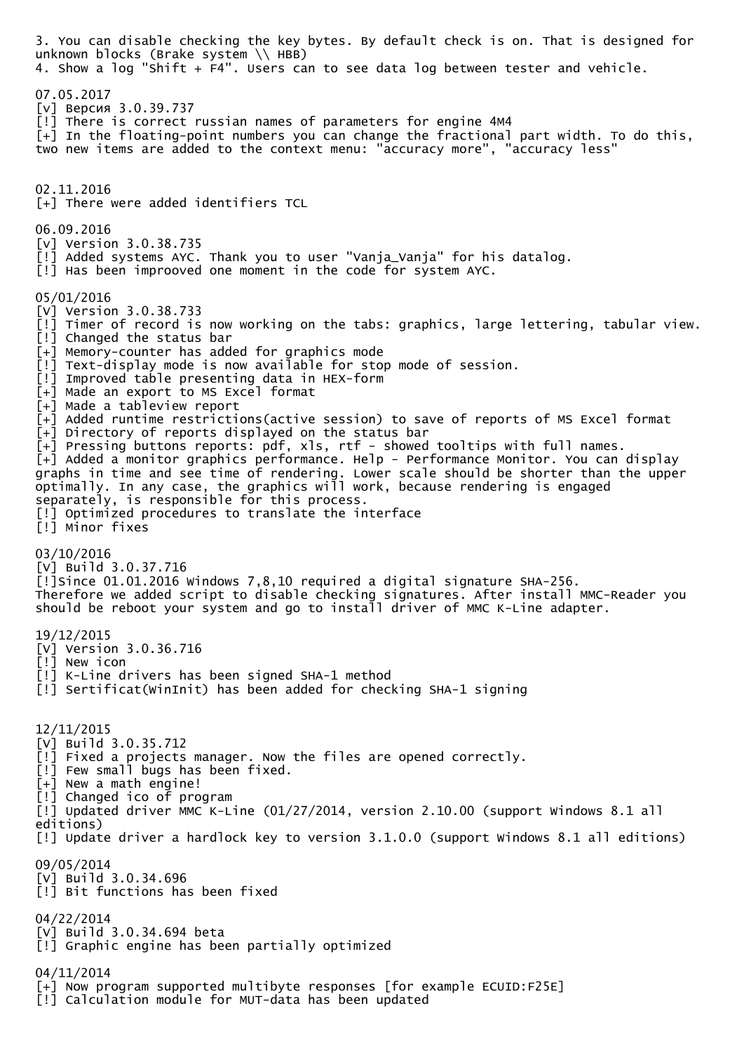3. You can disable checking the key bytes. By default check is on. That is designed for unknown blocks (Brake system \\ HBB)
4. Show a log "Shift + F4". Users can to see data log between tester and vehicle.

07.05.2017
[v] Версия 3.0.39.737
[!] There is correct russian names of parameters for engine 4M4
[+] In the floating-point numbers you can change the fractional part width. To do this, two new items are added to the context menu: "accuracy more", "accuracy less"

02.11.2016
[+] There were added identifiers TCL

06.09.2016
[v] Version 3.0.38.735
[!] Added systems AYC. Thank you to user "Vanja_Vanja" for his datalog.
[!] Has been improoved one moment in the code for system AYC.

05/01/2016
[V] Version 3.0.38.733
[!] Timer of record is now working on the tabs: graphics, large lettering, tabular view.
[!] Changed the status bar
[+] Memory-counter has added for graphics mode
[!] Text-display mode is now available for stop mode of session.
[!] Improved table presenting data in HEX-form
[+] Made an export to MS Excel format
[+] Made a tableview report
[+] Added runtime restrictions(active session) to save of reports of MS Excel format
[+] Directory of reports displayed on the status bar
[+] Pressing buttons reports: pdf, xls, rtf - showed tooltips with full names.
[+] Added a monitor graphics performance. Help - Performance Monitor. You can display graphs in time and see time of rendering. Lower scale should be shorter than the upper optimally. In any case, the graphics will work, because rendering is engaged separately, is responsible for this process.
[!] Optimized procedures to translate the interface
[!] Minor fixes

03/10/2016
[V] Build 3.0.37.716
[!]Since 01.01.2016 Windows 7,8,10 required a digital signature SHA-256. Therefore we added script to disable checking signatures. After install MMC-Reader you should be reboot your system and go to install driver of MMC K-Line adapter.

19/12/2015
[V] Version 3.0.36.716
[!] New icon
[!] K-Line drivers has been signed SHA-1 method
[!] Sertificat(WinInit) has been added for checking SHA-1 signing

12/11/2015
[V] Build 3.0.35.712
[!] Fixed a projects manager. Now the files are opened correctly.
[!] Few small bugs has been fixed.
[+] New a math engine!
[!] Changed ico of program
[!] Updated driver MMC K-Line (01/27/2014, version 2.10.00 (support Windows 8.1 all editions)
[!] Update driver a hardlock key to version 3.1.0.0 (support Windows 8.1 all editions)

09/05/2014
[V] Build 3.0.34.696
[!] Bit functions has been fixed

04/22/2014
[V] Build 3.0.34.694 beta
[!] Graphic engine has been partially optimized

04/11/2014
[+] Now program supported multibyte responses [for example ECUID:F25E]
[!] Calculation module for MUT-data has been updated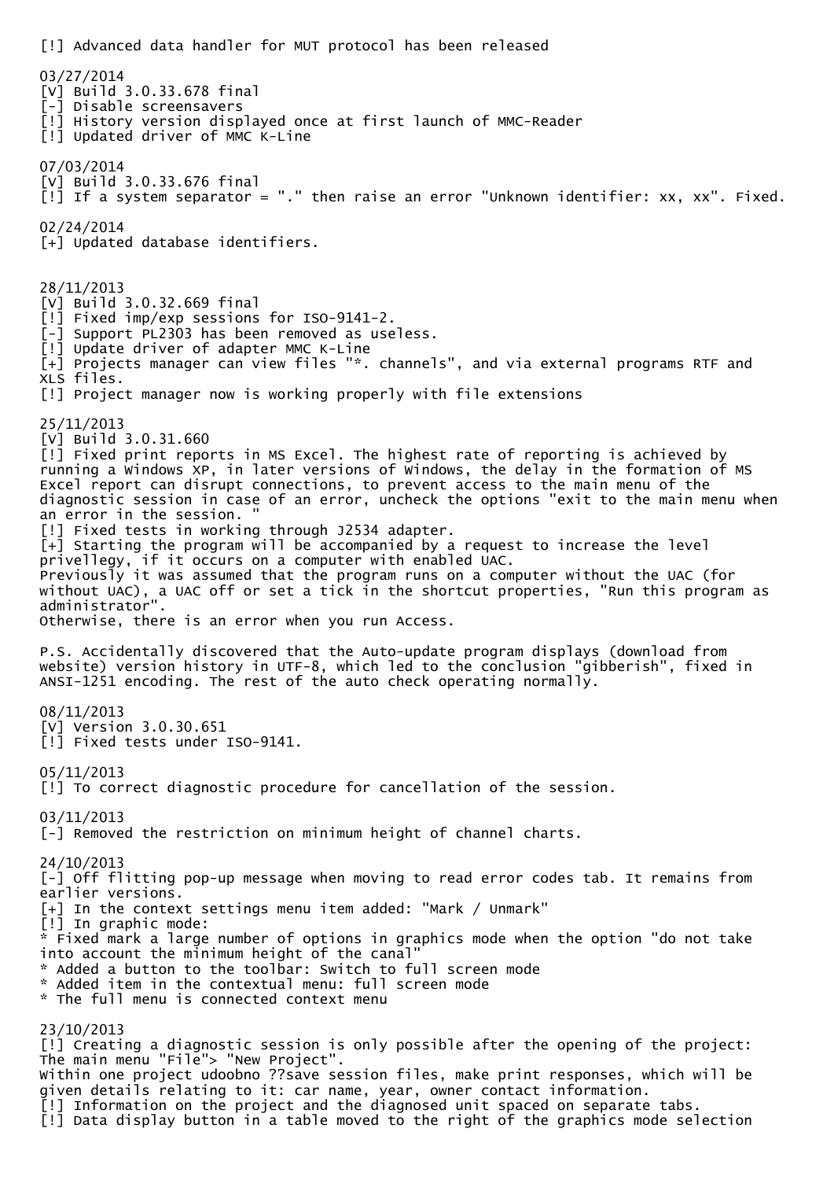[!] Advanced data handler for MUT protocol has been released

03/27/2014
[V] Build 3.0.33.678 final
[-] Disable screensavers
[!] History version displayed once at first launch of MMC-Reader
[!] Updated driver of MMC K-Line

07/03/2014
[V] Build 3.0.33.676 final
[!] If a system separator = "." then raise an error "Unknown identifier: xx, xx". Fixed.

02/24/2014
[+] Updated database identifiers.

28/11/2013
[V] Build 3.0.32.669 final
[!] Fixed imp/exp sessions for ISO-9141-2.
[-] Support PL2303 has been removed as useless.
[!] Update driver of adapter MMC K-Line
[+] Projects manager can view files "*. channels", and via external programs RTF and XLS files.
[!] Project manager now is working properly with file extensions

25/11/2013
[V] Build 3.0.31.660
[!] Fixed print reports in MS Excel. The highest rate of reporting is achieved by running a Windows XP, in later versions of Windows, the delay in the formation of MS Excel report can disrupt connections, to prevent access to the main menu of the diagnostic session in case of an error, uncheck the options "exit to the main menu when an error in the session. "
[!] Fixed tests in working through J2534 adapter.
[+] Starting the program will be accompanied by a request to increase the level privellegy, if it occurs on a computer with enabled UAC.
Previously it was assumed that the program runs on a computer without the UAC (for without UAC), a UAC off or set a tick in the shortcut properties, "Run this program as administrator".
Otherwise, there is an error when you run Access.

P.S. Accidentally discovered that the Auto-update program displays (download from website) version history in UTF-8, which led to the conclusion "gibberish", fixed in ANSI-1251 encoding. The rest of the auto check operating normally.

08/11/2013
[V] Version 3.0.30.651
[!] Fixed tests under ISO-9141.

05/11/2013
[!] To correct diagnostic procedure for cancellation of the session.

03/11/2013
[-] Removed the restriction on minimum height of channel charts.

24/10/2013
[-] Off flitting pop-up message when moving to read error codes tab. It remains from earlier versions.
[+] In the context settings menu item added: "Mark / Unmark"
[!] In graphic mode:
* Fixed mark a large number of options in graphics mode when the option "do not take into account the minimum height of the canal"
* Added a button to the toolbar: Switch to full screen mode
* Added item in the contextual menu: full screen mode
* The full menu is connected context menu

23/10/2013
[!] Creating a diagnostic session is only possible after the opening of the project: The main menu "File"> "New Project".
Within one project udoobno ??save session files, make print responses, which will be given details relating to it: car name, year, owner contact information.
[!] Information on the project and the diagnosed unit spaced on separate tabs.
[!] Data display button in a table moved to the right of the graphics mode selection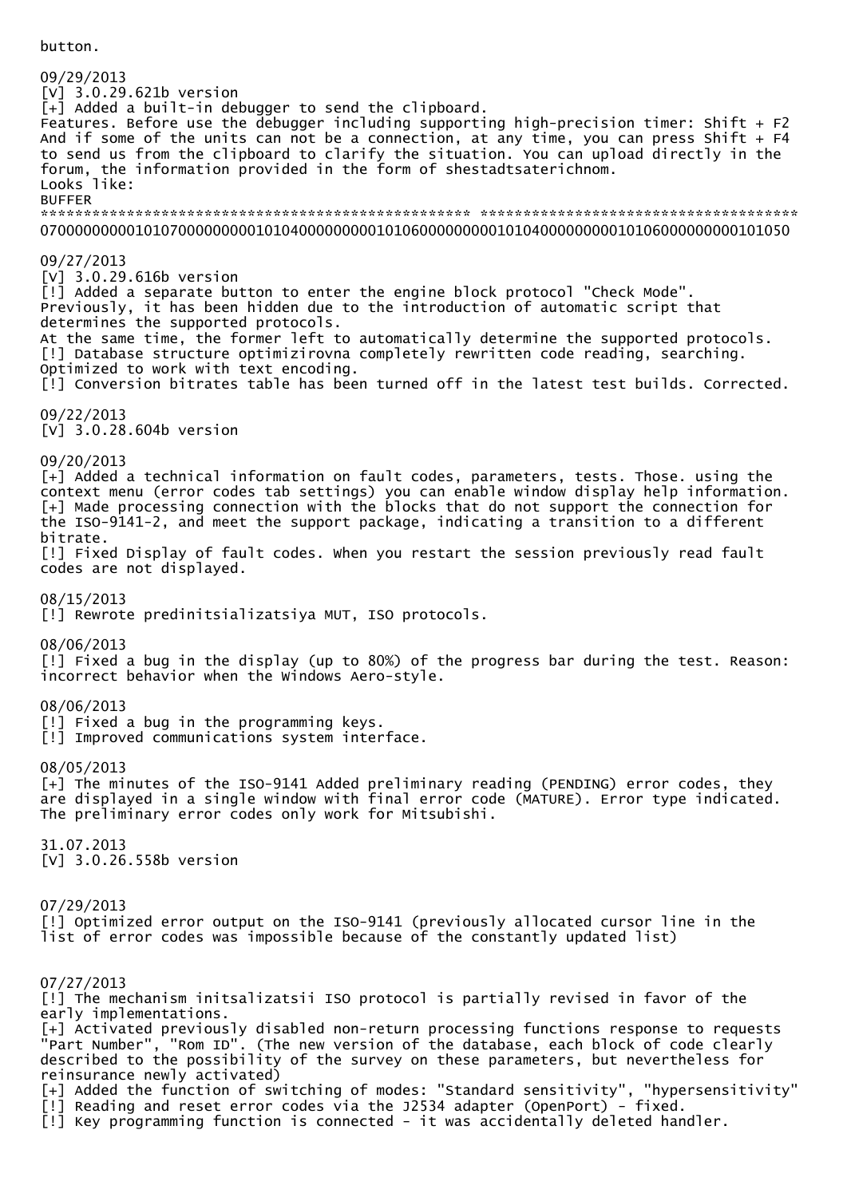button.

09/29/2013
[V] 3.0.29.621b version
[+] Added a built-in debugger to send the clipboard.
Features. Before use the debugger including supporting high-precision timer: Shift + F2
And if some of the units can not be a connection, at any time, you can press Shift + F4
to send us from the clipboard to clarify the situation. You can upload directly in the
forum, the information provided in the form of shestadtsaterichnom.
Looks like:
BUFFER
************************************************** **************************************
07000000000101070000000001010400000000010106000000000101040000000001010600000000101050

09/27/2013
[V] 3.0.29.616b version
[!] Added a separate button to enter the engine block protocol "Check Mode".
Previously, it has been hidden due to the introduction of automatic script that
determines the supported protocols.
At the same time, the former left to automatically determine the supported protocols.
[!] Database structure optimizirovna completely rewritten code reading, searching.
Optimized to work with text encoding.
[!] Conversion bitrates table has been turned off in the latest test builds. Corrected.

09/22/2013
[V] 3.0.28.604b version

09/20/2013
[+] Added a technical information on fault codes, parameters, tests. Those. using the
context menu (error codes tab settings) you can enable window display help information.
[+] Made processing connection with the blocks that do not support the connection for
the ISO-9141-2, and meet the support package, indicating a transition to a different
bitrate.
[!] Fixed Display of fault codes. When you restart the session previously read fault
codes are not displayed.

08/15/2013
[!] Rewrote predinitsializatsiya MUT, ISO protocols.

08/06/2013
[!] Fixed a bug in the display (up to 80%) of the progress bar during the test. Reason:
incorrect behavior when the Windows Aero-style.

08/06/2013
[!] Fixed a bug in the programming keys.
[!] Improved communications system interface.

08/05/2013
[+] The minutes of the ISO-9141 Added preliminary reading (PENDING) error codes, they
are displayed in a single window with final error code (MATURE). Error type indicated.
The preliminary error codes only work for Mitsubishi.

31.07.2013
[V] 3.0.26.558b version

07/29/2013
[!] Optimized error output on the ISO-9141 (previously allocated cursor line in the
list of error codes was impossible because of the constantly updated list)

07/27/2013
[!] The mechanism initsalizatsii ISO protocol is partially revised in favor of the
early implementations.
[+] Activated previously disabled non-return processing functions response to requests
"Part Number", "Rom ID". (The new version of the database, each block of code clearly
described to the possibility of the survey on these parameters, but nevertheless for
reinsurance newly activated)
[+] Added the function of switching of modes: "Standard sensitivity", "hypersensitivity"
[!] Reading and reset error codes via the J2534 adapter (OpenPort) - fixed.
[!] Key programming function is connected - it was accidentally deleted handler.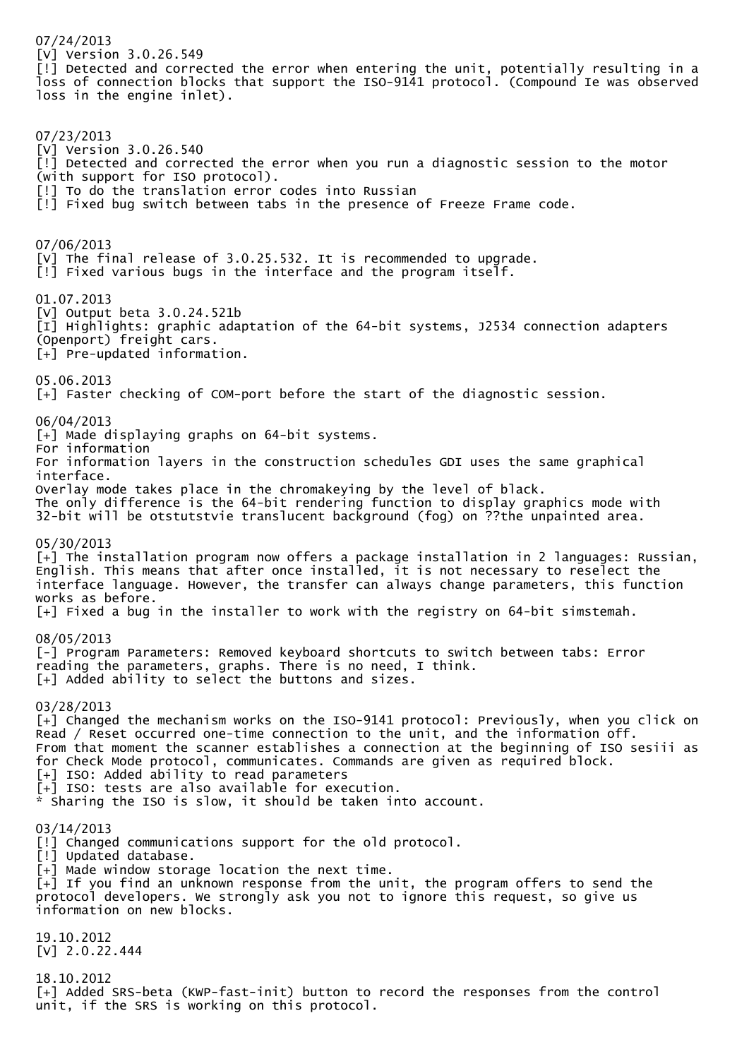07/24/2013
[V] Version 3.0.26.549
[!] Detected and corrected the error when entering the unit, potentially resulting in a loss of connection blocks that support the ISO-9141 protocol. (Compound Ie was observed loss in the engine inlet).

07/23/2013
[V] Version 3.0.26.540
[!] Detected and corrected the error when you run a diagnostic session to the motor (with support for ISO protocol).
[!] To do the translation error codes into Russian
[!] Fixed bug switch between tabs in the presence of Freeze Frame code.

07/06/2013
[V] The final release of 3.0.25.532. It is recommended to upgrade.
[!] Fixed various bugs in the interface and the program itself.

01.07.2013
[V] Output beta 3.0.24.521b
[I] Highlights: graphic adaptation of the 64-bit systems, J2534 connection adapters (Openport) freight cars.
[+] Pre-updated information.

05.06.2013
[+] Faster checking of COM-port before the start of the diagnostic session.

06/04/2013
[+] Made displaying graphs on 64-bit systems.
For information
For information layers in the construction schedules GDI uses the same graphical interface.
Overlay mode takes place in the chromakeying by the level of black.
The only difference is the 64-bit rendering function to display graphics mode with 32-bit will be otstutstvie translucent background (fog) on ??the unpainted area.

05/30/2013
[+] The installation program now offers a package installation in 2 languages: Russian, English. This means that after once installed, it is not necessary to reselect the interface language. However, the transfer can always change parameters, this function works as before.
[+] Fixed a bug in the installer to work with the registry on 64-bit simstemah.

08/05/2013
[-] Program Parameters: Removed keyboard shortcuts to switch between tabs: Error reading the parameters, graphs. There is no need, I think.
[+] Added ability to select the buttons and sizes.

03/28/2013
[+] Changed the mechanism works on the ISO-9141 protocol: Previously, when you click on Read / Reset occurred one-time connection to the unit, and the information off. From that moment the scanner establishes a connection at the beginning of ISO sesiii as for Check Mode protocol, communicates. Commands are given as required block.
[+] ISO: Added ability to read parameters
[+] ISO: tests are also available for execution.
* Sharing the ISO is slow, it should be taken into account.

03/14/2013
[!] Changed communications support for the old protocol.
[!] Updated database.
[+] Made window storage location the next time.
[+] If you find an unknown response from the unit, the program offers to send the protocol developers. We strongly ask you not to ignore this request, so give us information on new blocks.

19.10.2012
[V] 2.0.22.444

18.10.2012
[+] Added SRS-beta (KWP-fast-init) button to record the responses from the control unit, if the SRS is working on this protocol.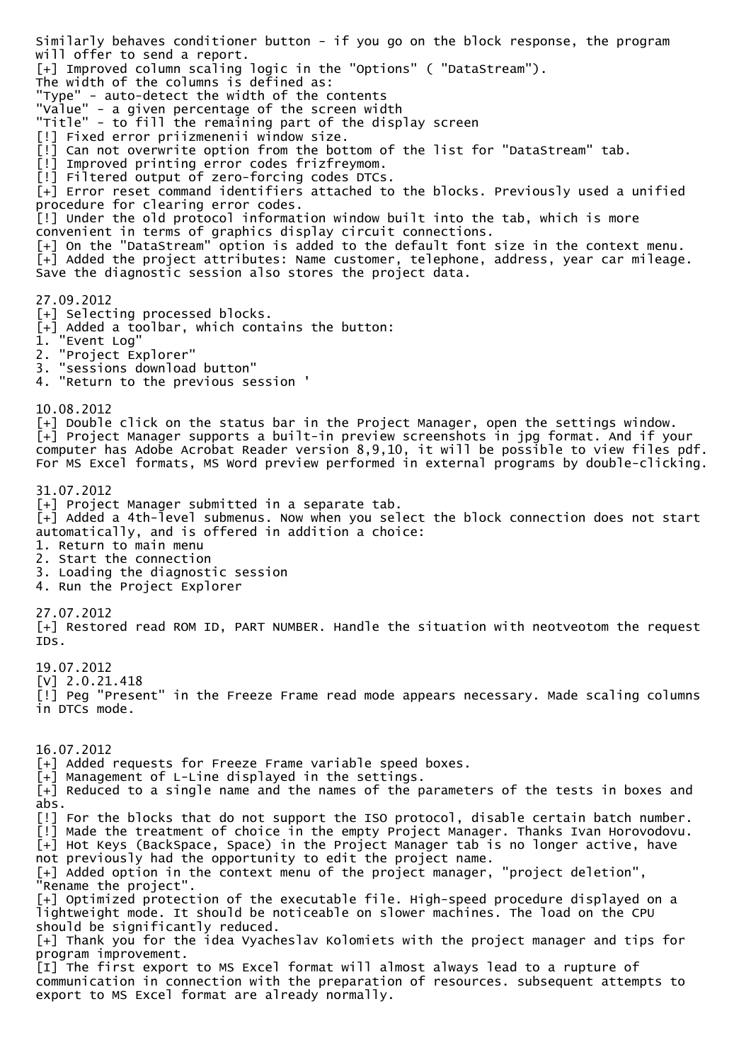Similarly behaves conditioner button - if you go on the block response, the program will offer to send a report.
[+] Improved column scaling logic in the "Options" ( "DataStream").
The width of the columns is defined as:
"Type" - auto-detect the width of the contents
"Value" - a given percentage of the screen width
"Title" - to fill the remaining part of the display screen
[!] Fixed error priizmenenii window size.
[!] Can not overwrite option from the bottom of the list for "DataStream" tab.
[!] Improved printing error codes frizfreymom.
[!] Filtered output of zero-forcing codes DTCs.
[+] Error reset command identifiers attached to the blocks. Previously used a unified procedure for clearing error codes.
[!] Under the old protocol information window built into the tab, which is more convenient in terms of graphics display circuit connections.
[+] On the "DataStream" option is added to the default font size in the context menu.
[+] Added the project attributes: Name customer, telephone, address, year car mileage. Save the diagnostic session also stores the project data.

27.09.2012
[+] Selecting processed blocks.
[+] Added a toolbar, which contains the button:
1. "Event Log"
2. "Project Explorer"
3. "sessions download button"
4. "Return to the previous session '

10.08.2012
[+] Double click on the status bar in the Project Manager, open the settings window.
[+] Project Manager supports a built-in preview screenshots in jpg format. And if your computer has Adobe Acrobat Reader version 8,9,10, it will be possible to view files pdf. For MS Excel formats, MS Word preview performed in external programs by double-clicking.

31.07.2012
[+] Project Manager submitted in a separate tab.
[+] Added a 4th-level submenus. Now when you select the block connection does not start automatically, and is offered in addition a choice:
1. Return to main menu
2. Start the connection
3. Loading the diagnostic session
4. Run the Project Explorer

27.07.2012
[+] Restored read ROM ID, PART NUMBER. Handle the situation with neotveotom the request IDs.

19.07.2012
[V] 2.0.21.418
[!] Peg "Present" in the Freeze Frame read mode appears necessary. Made scaling columns in DTCs mode.

16.07.2012
[+] Added requests for Freeze Frame variable speed boxes.
[+] Management of L-Line displayed in the settings.
[+] Reduced to a single name and the names of the parameters of the tests in boxes and abs.
[!] For the blocks that do not support the ISO protocol, disable certain batch number.
[!] Made the treatment of choice in the empty Project Manager. Thanks Ivan Horovodovu.
[+] Hot Keys (BackSpace, Space) in the Project Manager tab is no longer active, have not previously had the opportunity to edit the project name.
[+] Added option in the context menu of the project manager, "project deletion", "Rename the project".
[+] Optimized protection of the executable file. High-speed procedure displayed on a lightweight mode. It should be noticeable on slower machines. The load on the CPU should be significantly reduced.
[+] Thank you for the idea Vyacheslav Kolomiets with the project manager and tips for program improvement.
[I] The first export to MS Excel format will almost always lead to a rupture of communication in connection with the preparation of resources. subsequent attempts to export to MS Excel format are already normally.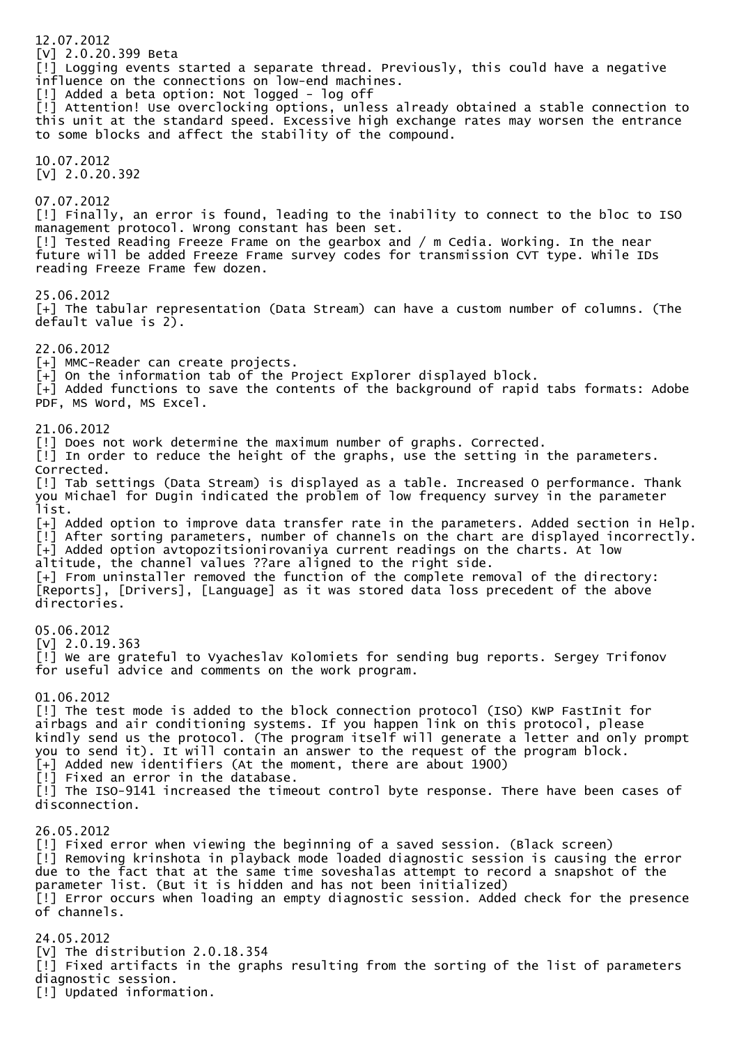12.07.2012
[V] 2.0.20.399 Beta
[!] Logging events started a separate thread. Previously, this could have a negative influence on the connections on low-end machines.
[!] Added a beta option: Not logged - log off
[!] Attention! Use overclocking options, unless already obtained a stable connection to this unit at the standard speed. Excessive high exchange rates may worsen the entrance to some blocks and affect the stability of the compound.

10.07.2012
[V] 2.0.20.392

07.07.2012
[!] Finally, an error is found, leading to the inability to connect to the bloc to ISO management protocol. Wrong constant has been set.
[!] Tested Reading Freeze Frame on the gearbox and / m Cedia. Working. In the near future will be added Freeze Frame survey codes for transmission CVT type. While IDs reading Freeze Frame few dozen.

25.06.2012
[+] The tabular representation (Data Stream) can have a custom number of columns. (The default value is 2).

22.06.2012
[+] MMC-Reader can create projects.
[+] On the information tab of the Project Explorer displayed block.
[+] Added functions to save the contents of the background of rapid tabs formats: Adobe PDF, MS Word, MS Excel.

21.06.2012
[!] Does not work determine the maximum number of graphs. Corrected.
[!] In order to reduce the height of the graphs, use the setting in the parameters. Corrected.
[!] Tab settings (Data Stream) is displayed as a table. Increased O performance. Thank you Michael for Dugin indicated the problem of low frequency survey in the parameter list.
[+] Added option to improve data transfer rate in the parameters. Added section in Help.
[!] After sorting parameters, number of channels on the chart are displayed incorrectly.
[+] Added option avtopozitsionirovaniya current readings on the charts. At low altitude, the channel values ??are aligned to the right side.
[+] From uninstaller removed the function of the complete removal of the directory: [Reports], [Drivers], [Language] as it was stored data loss precedent of the above directories.

05.06.2012
[V] 2.0.19.363
[!] We are grateful to Vyacheslav Kolomiets for sending bug reports. Sergey Trifonov for useful advice and comments on the work program.

01.06.2012
[!] The test mode is added to the block connection protocol (ISO) KWP FastInit for airbags and air conditioning systems. If you happen link on this protocol, please kindly send us the protocol. (The program itself will generate a letter and only prompt you to send it). It will contain an answer to the request of the program block.
[+] Added new identifiers (At the moment, there are about 1900)
[!] Fixed an error in the database.
[!] The ISO-9141 increased the timeout control byte response. There have been cases of disconnection.

26.05.2012
[!] Fixed error when viewing the beginning of a saved session. (Black screen)
[!] Removing krinshota in playback mode loaded diagnostic session is causing the error due to the fact that at the same time soveshalas attempt to record a snapshot of the parameter list. (But it is hidden and has not been initialized)
[!] Error occurs when loading an empty diagnostic session. Added check for the presence of channels.

24.05.2012
[V] The distribution 2.0.18.354
[!] Fixed artifacts in the graphs resulting from the sorting of the list of parameters diagnostic session.
[!] Updated information.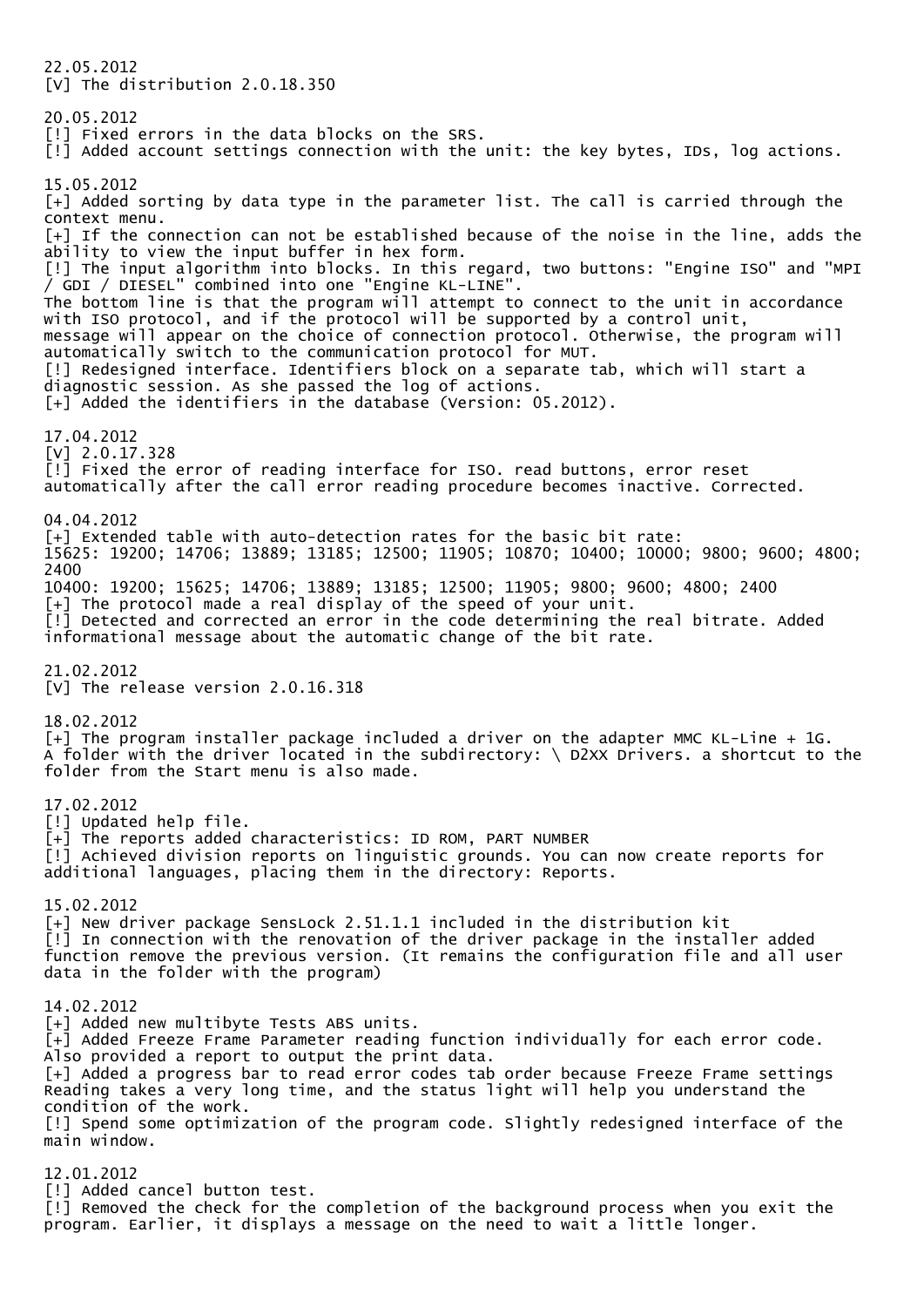22.05.2012
[V] The distribution 2.0.18.350

20.05.2012
[!] Fixed errors in the data blocks on the SRS.
[!] Added account settings connection with the unit: the key bytes, IDs, log actions.

15.05.2012
[+] Added sorting by data type in the parameter list. The call is carried through the context menu.
[+] If the connection can not be established because of the noise in the line, adds the ability to view the input buffer in hex form.
[!] The input algorithm into blocks. In this regard, two buttons: "Engine ISO" and "MPI / GDI / DIESEL" combined into one "Engine KL-LINE".
The bottom line is that the program will attempt to connect to the unit in accordance with ISO protocol, and if the protocol will be supported by a control unit, message will appear on the choice of connection protocol. Otherwise, the program will automatically switch to the communication protocol for MUT.
[!] Redesigned interface. Identifiers block on a separate tab, which will start a diagnostic session. As she passed the log of actions.
[+] Added the identifiers in the database (Version: 05.2012).

17.04.2012
[V] 2.0.17.328
[!] Fixed the error of reading interface for ISO. read buttons, error reset automatically after the call error reading procedure becomes inactive. Corrected.

04.04.2012
[+] Extended table with auto-detection rates for the basic bit rate:
15625: 19200; 14706; 13889; 13185; 12500; 11905; 10870; 10400; 10000; 9800; 9600; 4800; 2400
10400: 19200; 15625; 14706; 13889; 13185; 12500; 11905; 9800; 9600; 4800; 2400
[+] The protocol made a real display of the speed of your unit.
[!] Detected and corrected an error in the code determining the real bitrate. Added informational message about the automatic change of the bit rate.

21.02.2012
[V] The release version 2.0.16.318

18.02.2012
[+] The program installer package included a driver on the adapter MMC KL-Line + 1G.
A folder with the driver located in the subdirectory: \ D2XX Drivers. a shortcut to the folder from the Start menu is also made.

17.02.2012
[!] Updated help file.
[+] The reports added characteristics: ID ROM, PART NUMBER
[!] Achieved division reports on linguistic grounds. You can now create reports for additional languages, placing them in the directory: Reports.

15.02.2012
[+] New driver package SensLock 2.51.1.1 included in the distribution kit
[!] In connection with the renovation of the driver package in the installer added function remove the previous version. (It remains the configuration file and all user data in the folder with the program)

14.02.2012
[+] Added new multibyte Tests ABS units.
[+] Added Freeze Frame Parameter reading function individually for each error code. Also provided a report to output the print data.
[+] Added a progress bar to read error codes tab order because Freeze Frame settings Reading takes a very long time, and the status light will help you understand the condition of the work.
[!] Spend some optimization of the program code. Slightly redesigned interface of the main window.

12.01.2012
[!] Added cancel button test.
[!] Removed the check for the completion of the background process when you exit the program. Earlier, it displays a message on the need to wait a little longer.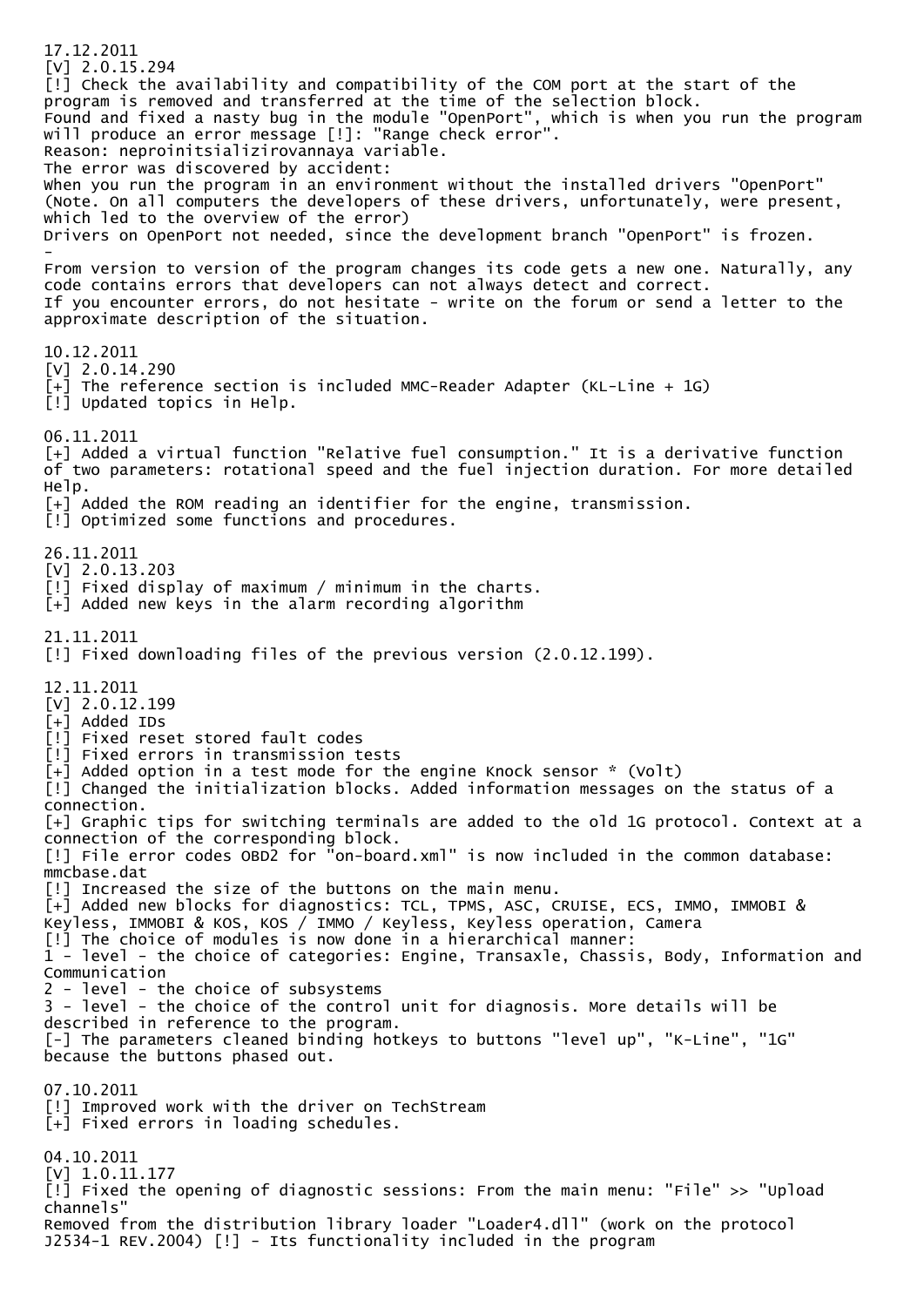17.12.2011
[V] 2.0.15.294
[!] Check the availability and compatibility of the COM port at the start of the program is removed and transferred at the time of the selection block.
Found and fixed a nasty bug in the module "OpenPort", which is when you run the program will produce an error message [!]: "Range check error".
Reason: neproinitsializirovannaya variable.
The error was discovered by accident:
When you run the program in an environment without the installed drivers "OpenPort"
(Note. On all computers the developers of these drivers, unfortunately, were present, which led to the overview of the error)
Drivers on OpenPort not needed, since the development branch "OpenPort" is frozen.
-
From version to version of the program changes its code gets a new one. Naturally, any code contains errors that developers can not always detect and correct.
If you encounter errors, do not hesitate - write on the forum or send a letter to the approximate description of the situation.

10.12.2011
[V] 2.0.14.290
[+] The reference section is included MMC-Reader Adapter (KL-Line + 1G)
[!] Updated topics in Help.

06.11.2011
[+] Added a virtual function "Relative fuel consumption." It is a derivative function of two parameters: rotational speed and the fuel injection duration. For more detailed Help.
[+] Added the ROM reading an identifier for the engine, transmission.
[!] Optimized some functions and procedures.

26.11.2011
[V] 2.0.13.203
[!] Fixed display of maximum / minimum in the charts.
[+] Added new keys in the alarm recording algorithm

21.11.2011
[!] Fixed downloading files of the previous version (2.0.12.199).

12.11.2011
[V] 2.0.12.199
[+] Added IDs
[!] Fixed reset stored fault codes
[!] Fixed errors in transmission tests
[+] Added option in a test mode for the engine Knock sensor * (Volt)
[!] Changed the initialization blocks. Added information messages on the status of a connection.
[+] Graphic tips for switching terminals are added to the old 1G protocol. Context at a connection of the corresponding block.
[!] File error codes OBD2 for "on-board.xml" is now included in the common database: mmcbase.dat
[!] Increased the size of the buttons on the main menu.
[+] Added new blocks for diagnostics: TCL, TPMS, ASC, CRUISE, ECS, IMMO, IMMOBI & Keyless, IMMOBI & KOS, KOS / IMMO / Keyless, Keyless operation, Camera
[!] The choice of modules is now done in a hierarchical manner:
1 - level - the choice of categories: Engine, Transaxle, Chassis, Body, Information and Communication
2 - level - the choice of subsystems
3 - level - the choice of the control unit for diagnosis. More details will be described in reference to the program.
[-] The parameters cleaned binding hotkeys to buttons "level up", "K-Line", "1G" because the buttons phased out.

07.10.2011
[!] Improved work with the driver on TechStream
[+] Fixed errors in loading schedules.

04.10.2011
[V] 1.0.11.177
[!] Fixed the opening of diagnostic sessions: From the main menu: "File" >> "Upload channels"
Removed from the distribution library loader "Loader4.dll" (work on the protocol J2534-1 REV.2004) [!] - Its functionality included in the program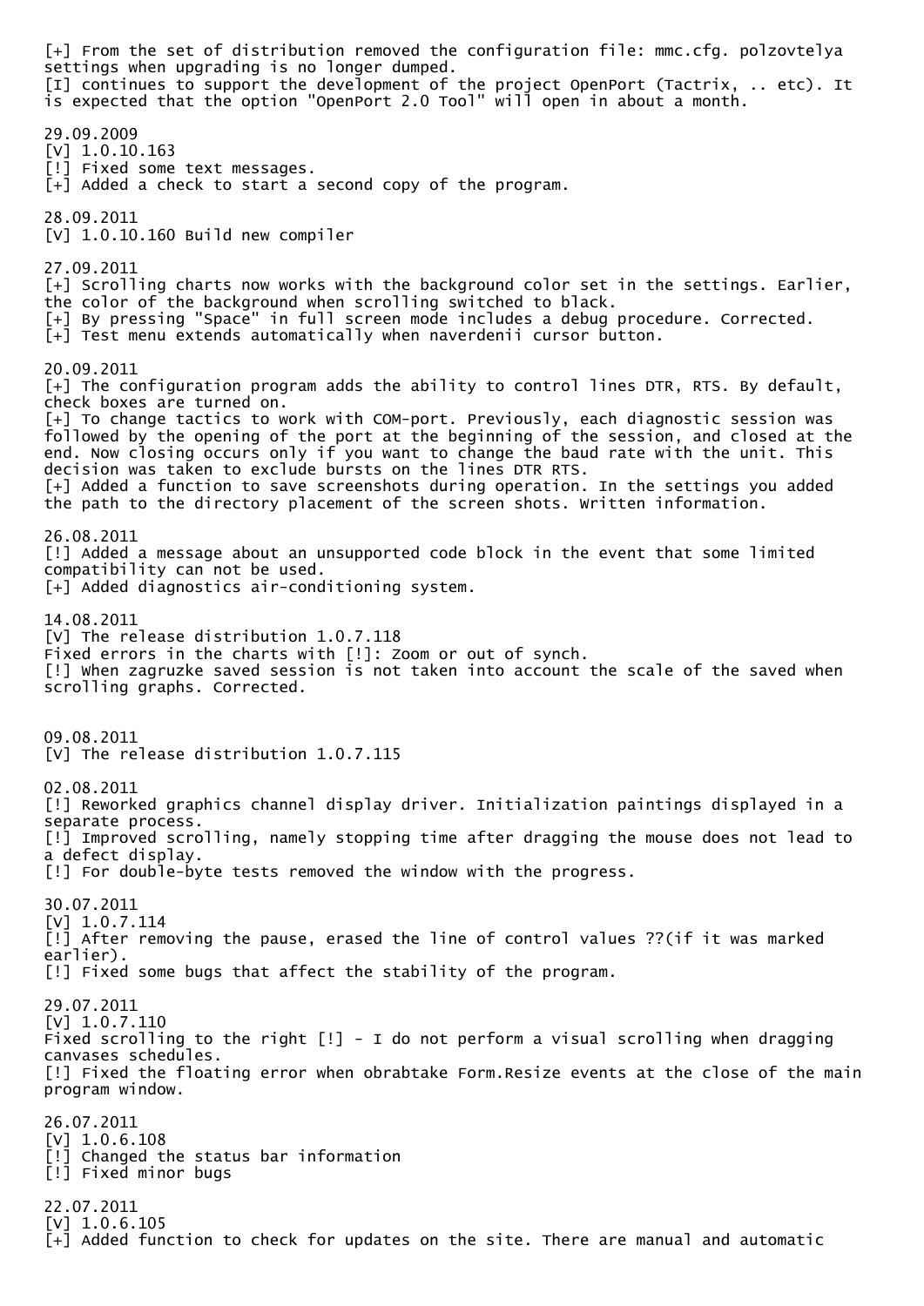[+] From the set of distribution removed the configuration file: mmc.cfg. polzovtelya settings when upgrading is no longer dumped.
[I] continues to support the development of the project OpenPort (Tactrix, .. etc). It is expected that the option "OpenPort 2.0 Tool" will open in about a month.

29.09.2009
[V] 1.0.10.163
[!] Fixed some text messages.
[+] Added a check to start a second copy of the program.

28.09.2011
[V] 1.0.10.160 Build new compiler

27.09.2011
[+] Scrolling charts now works with the background color set in the settings. Earlier, the color of the background when scrolling switched to black.
[+] By pressing "Space" in full screen mode includes a debug procedure. Corrected.
[+] Test menu extends automatically when naverdenii cursor button.

20.09.2011
[+] The configuration program adds the ability to control lines DTR, RTS. By default, check boxes are turned on.
[+] To change tactics to work with COM-port. Previously, each diagnostic session was followed by the opening of the port at the beginning of the session, and closed at the end. Now closing occurs only if you want to change the baud rate with the unit. This decision was taken to exclude bursts on the lines DTR RTS.
[+] Added a function to save screenshots during operation. In the settings you added the path to the directory placement of the screen shots. Written information.

26.08.2011
[!] Added a message about an unsupported code block in the event that some limited compatibility can not be used.
[+] Added diagnostics air-conditioning system.

14.08.2011
[V] The release distribution 1.0.7.118
Fixed errors in the charts with [!]: Zoom or out of synch.
[!] When zagruzke saved session is not taken into account the scale of the saved when scrolling graphs. Corrected.

09.08.2011
[V] The release distribution 1.0.7.115

02.08.2011
[!] Reworked graphics channel display driver. Initialization paintings displayed in a separate process.
[!] Improved scrolling, namely stopping time after dragging the mouse does not lead to a defect display.
[!] For double-byte tests removed the window with the progress.

30.07.2011
[V] 1.0.7.114
[!] After removing the pause, erased the line of control values ??(if it was marked earlier).
[!] Fixed some bugs that affect the stability of the program.

29.07.2011
[V] 1.0.7.110
Fixed scrolling to the right [!] - I do not perform a visual scrolling when dragging canvases schedules.
[!] Fixed the floating error when obrabtake Form.Resize events at the close of the main program window.

26.07.2011
[V] 1.0.6.108
[!] Changed the status bar information
[!] Fixed minor bugs

22.07.2011
[V] 1.0.6.105
[+] Added function to check for updates on the site. There are manual and automatic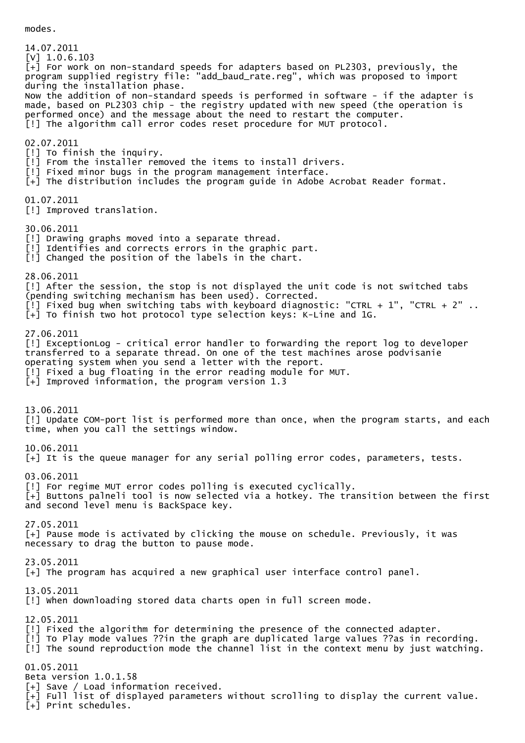modes.

14.07.2011
[V] 1.0.6.103
[+] For work on non-standard speeds for adapters based on PL2303, previously, the program supplied registry file: "add_baud_rate.reg", which was proposed to import during the installation phase.
Now the addition of non-standard speeds is performed in software - if the adapter is made, based on PL2303 chip - the registry updated with new speed (the operation is performed once) and the message about the need to restart the computer.
[!] The algorithm call error codes reset procedure for MUT protocol.

02.07.2011
[!] To finish the inquiry.
[!] From the installer removed the items to install drivers.
[!] Fixed minor bugs in the program management interface.
[+] The distribution includes the program guide in Adobe Acrobat Reader format.

01.07.2011
[!] Improved translation.

30.06.2011
[!] Drawing graphs moved into a separate thread.
[!] Identifies and corrects errors in the graphic part.
[!] Changed the position of the labels in the chart.

28.06.2011
[!] After the session, the stop is not displayed the unit code is not switched tabs (pending switching mechanism has been used). Corrected.
[!] Fixed bug when switching tabs with keyboard diagnostic: "CTRL + 1", "CTRL + 2" ..
[+] To finish two hot protocol type selection keys: K-Line and 1G.

27.06.2011
[!] ExceptionLog - critical error handler to forwarding the report log to developer transferred to a separate thread. On one of the test machines arose podvisanie operating system when you send a letter with the report.
[!] Fixed a bug floating in the error reading module for MUT.
[+] Improved information, the program version 1.3

13.06.2011
[!] Update COM-port list is performed more than once, when the program starts, and each time, when you call the settings window.

10.06.2011
[+] It is the queue manager for any serial polling error codes, parameters, tests.

03.06.2011
[!] For regime MUT error codes polling is executed cyclically.
[+] Buttons palneli tool is now selected via a hotkey. The transition between the first and second level menu is BackSpace key.

27.05.2011
[+] Pause mode is activated by clicking the mouse on schedule. Previously, it was necessary to drag the button to pause mode.

23.05.2011
[+] The program has acquired a new graphical user interface control panel.

13.05.2011
[!] When downloading stored data charts open in full screen mode.

12.05.2011
[!] Fixed the algorithm for determining the presence of the connected adapter.
[!] To Play mode values ??in the graph are duplicated large values ??as in recording.
[!] The sound reproduction mode the channel list in the context menu by just watching.

01.05.2011
Beta version 1.0.1.58
[+] Save / Load information received.
[+] Full list of displayed parameters without scrolling to display the current value.
[+] Print schedules.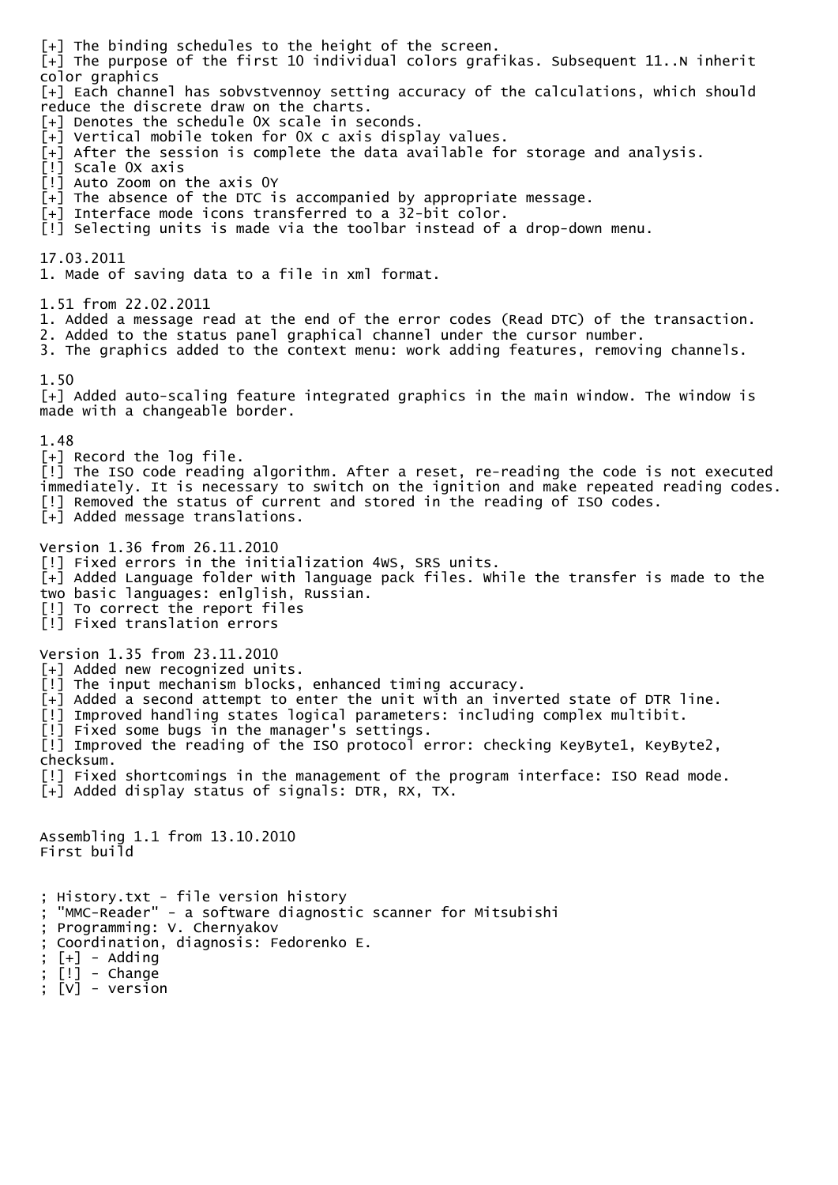[+] The binding schedules to the height of the screen.
[+] The purpose of the first 10 individual colors grafikas. Subsequent 11..N inherit color graphics
[+] Each channel has sobvstvennoy setting accuracy of the calculations, which should reduce the discrete draw on the charts.
[+] Denotes the schedule OX scale in seconds.
[+] Vertical mobile token for OX c axis display values.
[+] After the session is complete the data available for storage and analysis.
[!] Scale OX axis
[!] Auto Zoom on the axis OY
[+] The absence of the DTC is accompanied by appropriate message.
[+] Interface mode icons transferred to a 32-bit color.
[!] Selecting units is made via the toolbar instead of a drop-down menu.

17.03.2011
1. Made of saving data to a file in xml format.

1.51 from 22.02.2011
1. Added a message read at the end of the error codes (Read DTC) of the transaction.
2. Added to the status panel graphical channel under the cursor number.
3. The graphics added to the context menu: work adding features, removing channels.

1.50
[+] Added auto-scaling feature integrated graphics in the main window. The window is made with a changeable border.

1.48
[+] Record the log file.
[!] The ISO code reading algorithm. After a reset, re-reading the code is not executed immediately. It is necessary to switch on the ignition and make repeated reading codes.
[!] Removed the status of current and stored in the reading of ISO codes.
[+] Added message translations.

Version 1.36 from 26.11.2010
[!] Fixed errors in the initialization 4WS, SRS units.
[+] Added Language folder with language pack files. While the transfer is made to the two basic languages: enlglish, Russian.
[!] To correct the report files
[!] Fixed translation errors

Version 1.35 from 23.11.2010
[+] Added new recognized units.
[!] The input mechanism blocks, enhanced timing accuracy.
[+] Added a second attempt to enter the unit with an inverted state of DTR line.
[!] Improved handling states logical parameters: including complex multibit.
[!] Fixed some bugs in the manager's settings.
[!] Improved the reading of the ISO protocol error: checking KeyByte1, KeyByte2, checksum.
[!] Fixed shortcomings in the management of the program interface: ISO Read mode.
[+] Added display status of signals: DTR, RX, TX.

Assembling 1.1 from 13.10.2010
First build

; History.txt - file version history
; "MMC-Reader" - a software diagnostic scanner for Mitsubishi
; Programming: V. Chernyakov
; Coordination, diagnosis: Fedorenko E.
; [+] - Adding
; [!] - Change
; [V] - version